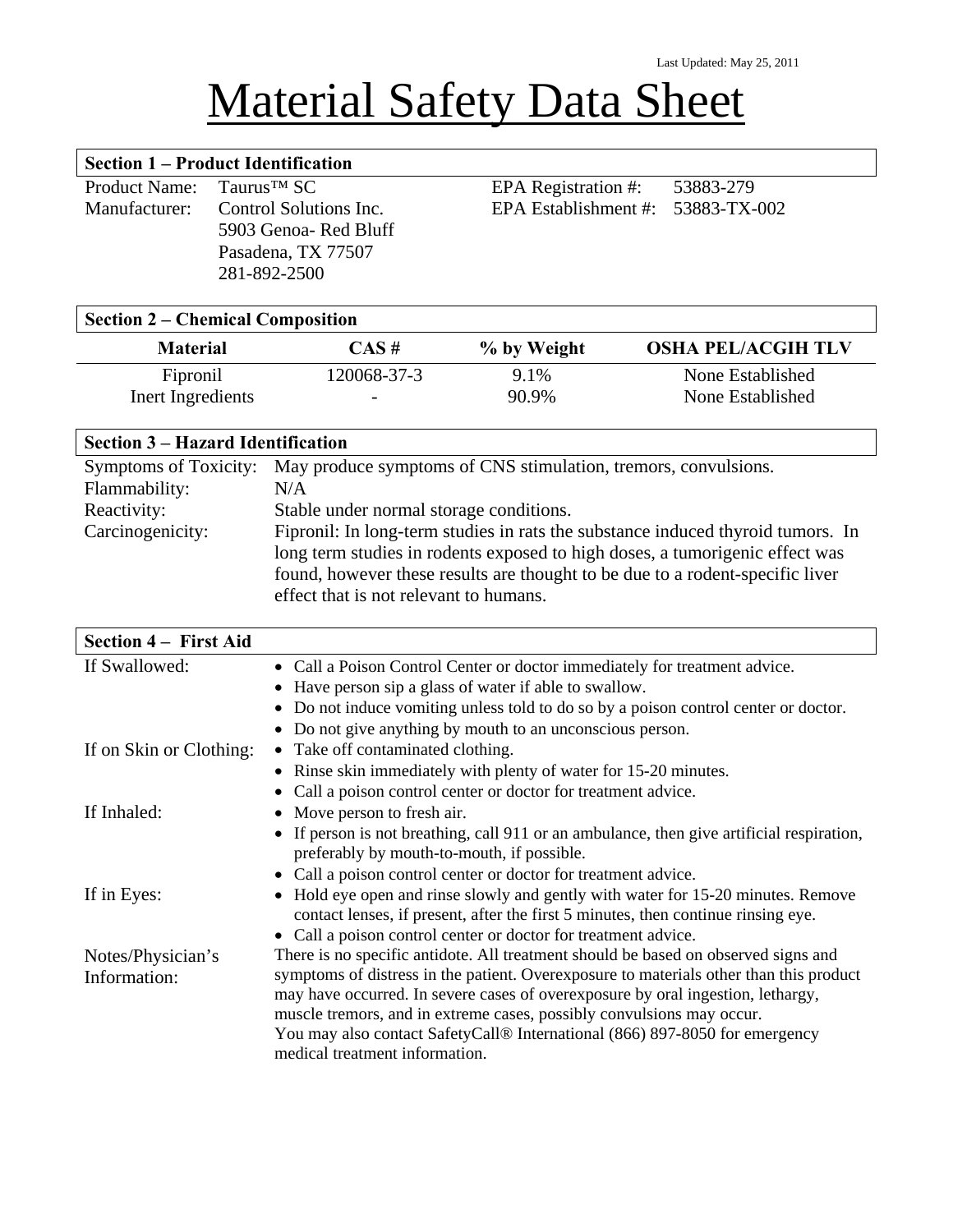Last Updated: May 25, 2011

# Material Safety Data Sheet

## Section 1 – Product Identification

| | | | |
|---|---|---|---|
| Product Name: | Taurus™ SC | EPA Registration #: | 53883-279 |
| Manufacturer: | Control Solutions Inc.<br>5903 Genoa- Red Bluff<br>Pasadena, TX 77507<br>281-892-2500 | EPA Establishment #: | 53883-TX-002 |

## Section 2 – Chemical Composition

| Material | CAS # | % by Weight | OSHA PEL/ACGIH TLV |
|---|---|---|---|
| Fipronil | 120068-37-3 | 9.1% | None Established |
| Inert Ingredients | - | 90.9% | None Established |

## Section 3 – Hazard Identification

| | |
|---|---|
| Symptoms of Toxicity: | May produce symptoms of CNS stimulation, tremors, convulsions. |
| Flammability: | N/A |
| Reactivity: | Stable under normal storage conditions. |
| Carcinogenicity: | Fipronil: In long-term studies in rats the substance induced thyroid tumors. In long term studies in rodents exposed to high doses, a tumorigenic effect was found, however these results are thought to be due to a rodent-specific liver effect that is not relevant to humans. |

## Section 4 – First Aid

**If Swallowed:**

- Call a Poison Control Center or doctor immediately for treatment advice.
- Have person sip a glass of water if able to swallow.
- Do not induce vomiting unless told to do so by a poison control center or doctor.
- Do not give anything by mouth to an unconscious person.

**If on Skin or Clothing:**

- Take off contaminated clothing.
- Rinse skin immediately with plenty of water for 15-20 minutes.
- Call a poison control center or doctor for treatment advice.

**If Inhaled:**

- Move person to fresh air.
- If person is not breathing, call 911 or an ambulance, then give artificial respiration, preferably by mouth-to-mouth, if possible.
- Call a poison control center or doctor for treatment advice.

**If in Eyes:**

- Hold eye open and rinse slowly and gently with water for 15-20 minutes. Remove contact lenses, if present, after the first 5 minutes, then continue rinsing eye.
- Call a poison control center or doctor for treatment advice.

**Notes/Physician's Information:**

There is no specific antidote. All treatment should be based on observed signs and symptoms of distress in the patient. Overexposure to materials other than this product may have occurred. In severe cases of overexposure by oral ingestion, lethargy, muscle tremors, and in extreme cases, possibly convulsions may occur.
You may also contact SafetyCall® International (866) 897-8050 for emergency medical treatment information.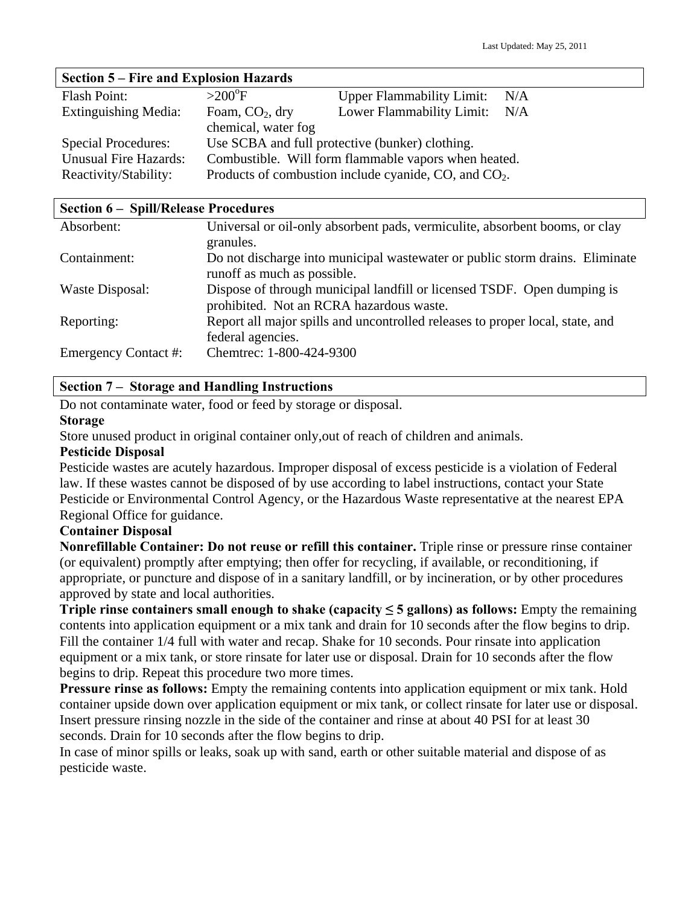## Section 5 – Fire and Explosion Hazards

| | | | |
|---|---|---|---|
| Flash Point: | >200°F | Upper Flammability Limit: | N/A |
| Extinguishing Media: | Foam, $CO_2$, dry chemical, water fog | Lower Flammability Limit: | N/A |
| Special Procedures: | Use SCBA and full protective (bunker) clothing. | | |
| Unusual Fire Hazards: | Combustible. Will form flammable vapors when heated. | | |
| Reactivity/Stability: | Products of combustion include cyanide, CO, and $CO_2$. | | |

## Section 6 – Spill/Release Procedures

| | |
|---|---|
| Absorbent: | Universal or oil-only absorbent pads, vermiculite, absorbent booms, or clay granules. |
| Containment: | Do not discharge into municipal wastewater or public storm drains. Eliminate runoff as much as possible. |
| Waste Disposal: | Dispose of through municipal landfill or licensed TSDF. Open dumping is prohibited. Not an RCRA hazardous waste. |
| Reporting: | Report all major spills and uncontrolled releases to proper local, state, and federal agencies. |
| Emergency Contact #: | Chemtrec: 1-800-424-9300 |

## Section 7 – Storage and Handling Instructions

Do not contaminate water, food or feed by storage or disposal.

**Storage**

Store unused product in original container only,out of reach of children and animals.

**Pesticide Disposal**

Pesticide wastes are acutely hazardous. Improper disposal of excess pesticide is a violation of Federal law. If these wastes cannot be disposed of by use according to label instructions, contact your State Pesticide or Environmental Control Agency, or the Hazardous Waste representative at the nearest EPA Regional Office for guidance.

**Container Disposal**

**Nonrefillable Container: Do not reuse or refill this container.** Triple rinse or pressure rinse container (or equivalent) promptly after emptying; then offer for recycling, if available, or reconditioning, if appropriate, or puncture and dispose of in a sanitary landfill, or by incineration, or by other procedures approved by state and local authorities.

**Triple rinse containers small enough to shake (capacity ≤ 5 gallons) as follows:** Empty the remaining contents into application equipment or a mix tank and drain for 10 seconds after the flow begins to drip. Fill the container 1/4 full with water and recap. Shake for 10 seconds. Pour rinsate into application equipment or a mix tank, or store rinsate for later use or disposal. Drain for 10 seconds after the flow begins to drip. Repeat this procedure two more times.

**Pressure rinse as follows:** Empty the remaining contents into application equipment or mix tank. Hold container upside down over application equipment or mix tank, or collect rinsate for later use or disposal. Insert pressure rinsing nozzle in the side of the container and rinse at about 40 PSI for at least 30 seconds. Drain for 10 seconds after the flow begins to drip.

In case of minor spills or leaks, soak up with sand, earth or other suitable material and dispose of as pesticide waste.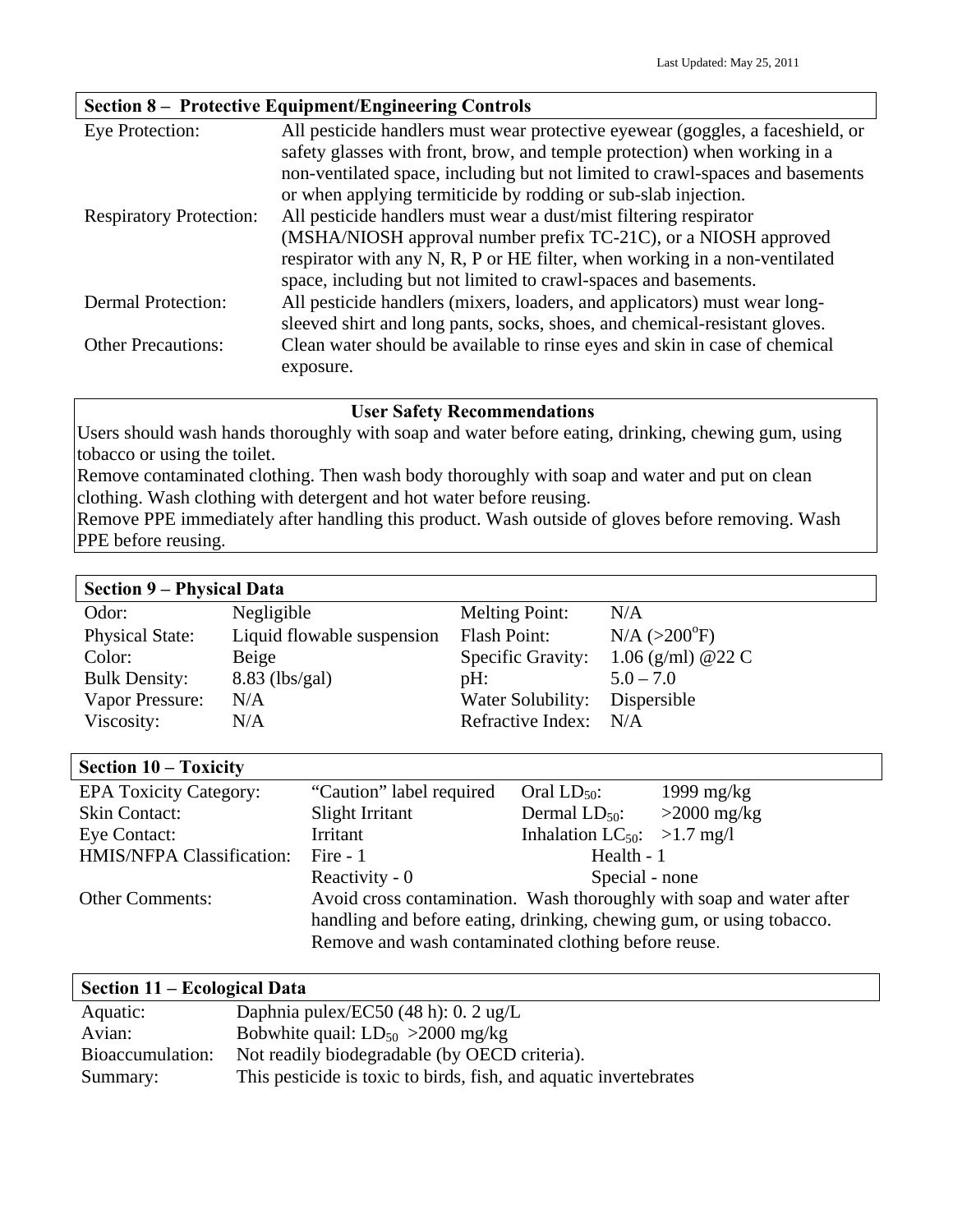Last Updated: May 25, 2011

## Section 8 – Protective Equipment/Engineering Controls

| | |
|---|---|
| Eye Protection: | All pesticide handlers must wear protective eyewear (goggles, a faceshield, or safety glasses with front, brow, and temple protection) when working in a non-ventilated space, including but not limited to crawl-spaces and basements or when applying termiticide by rodding or sub-slab injection. |
| Respiratory Protection: | All pesticide handlers must wear a dust/mist filtering respirator (MSHA/NIOSH approval number prefix TC-21C), or a NIOSH approved respirator with any N, R, P or HE filter, when working in a non-ventilated space, including but not limited to crawl-spaces and basements. |
| Dermal Protection: | All pesticide handlers (mixers, loaders, and applicators) must wear long-sleeved shirt and long pants, socks, shoes, and chemical-resistant gloves. |
| Other Precautions: | Clean water should be available to rinse eyes and skin in case of chemical exposure. |

### User Safety Recommendations

Users should wash hands thoroughly with soap and water before eating, drinking, chewing gum, using tobacco or using the toilet.

Remove contaminated clothing. Then wash body thoroughly with soap and water and put on clean clothing. Wash clothing with detergent and hot water before reusing.

Remove PPE immediately after handling this product. Wash outside of gloves before removing. Wash PPE before reusing.

## Section 9 – Physical Data

| | | | |
|---|---|---|---|
| Odor: | Negligible | Melting Point: | N/A |
| Physical State: | Liquid flowable suspension | Flash Point: | N/A (>200°F) |
| Color: | Beige | Specific Gravity: | 1.06 (g/ml) @22 C |
| Bulk Density: | 8.83 (lbs/gal) | pH: | 5.0 – 7.0 |
| Vapor Pressure: | N/A | Water Solubility: | Dispersible |
| Viscosity: | N/A | Refractive Index: | N/A |

## Section 10 – Toxicity

| | | | |
|---|---|---|---|
| EPA Toxicity Category: | "Caution" label required | Oral $LD_{50}$: | 1999 mg/kg |
| Skin Contact: | Slight Irritant | Dermal $LD_{50}$: | >2000 mg/kg |
| Eye Contact: | Irritant | Inhalation $LC_{50}$: | >1.7 mg/l |
| HMIS/NFPA Classification: | Fire - 1 | Health - 1 | |
| | Reactivity - 0 | Special - none | |

Other Comments: Avoid cross contamination. Wash thoroughly with soap and water after handling and before eating, drinking, chewing gum, or using tobacco. Remove and wash contaminated clothing before reuse.

## Section 11 – Ecological Data

| | |
|---|---|
| Aquatic: | Daphnia pulex/EC50 (48 h): 0. 2 ug/L |
| Avian: | Bobwhite quail: $LD_{50}$ >2000 mg/kg |
| Bioaccumulation: | Not readily biodegradable (by OECD criteria). |
| Summary: | This pesticide is toxic to birds, fish, and aquatic invertebrates |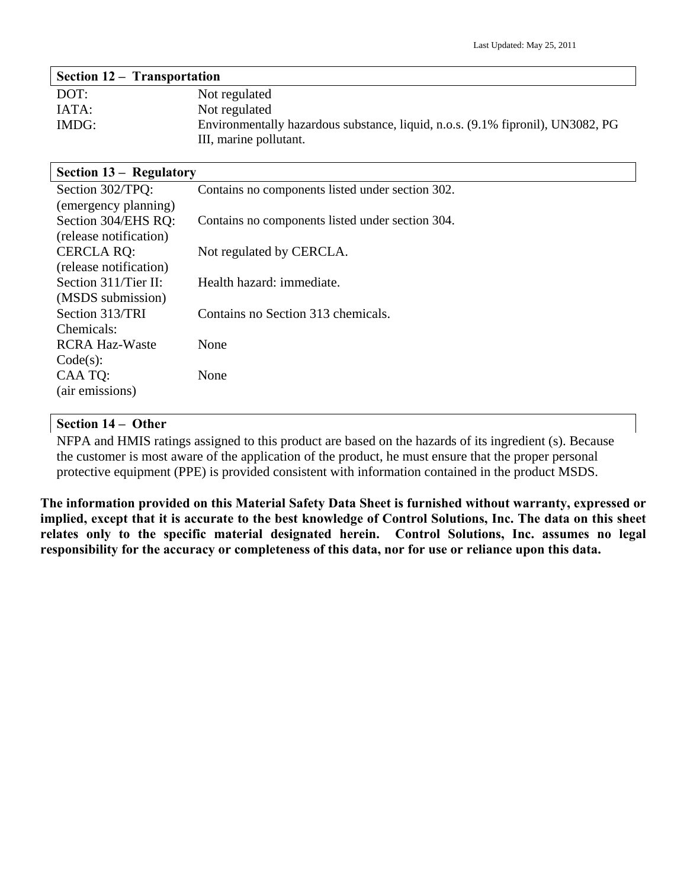## Section 12 – Transportation

| | |
|---|---|
| DOT: | Not regulated |
| IATA: | Not regulated |
| IMDG: | Environmentally hazardous substance, liquid, n.o.s. (9.1% fipronil), UN3082, PG III, marine pollutant. |

## Section 13 – Regulatory

| | |
|---|---|
| Section 302/TPQ: (emergency planning) | Contains no components listed under section 302. |
| Section 304/EHS RQ: (release notification) | Contains no components listed under section 304. |
| CERCLA RQ: (release notification) | Not regulated by CERCLA. |
| Section 311/Tier II: (MSDS submission) | Health hazard: immediate. |
| Section 313/TRI Chemicals: | Contains no Section 313 chemicals. |
| RCRA Haz-Waste Code(s): | None |
| CAA TQ: (air emissions) | None |

## Section 14 – Other

NFPA and HMIS ratings assigned to this product are based on the hazards of its ingredient (s). Because the customer is most aware of the application of the product, he must ensure that the proper personal protective equipment (PPE) is provided consistent with information contained in the product MSDS.

**The information provided on this Material Safety Data Sheet is furnished without warranty, expressed or implied, except that it is accurate to the best knowledge of Control Solutions, Inc. The data on this sheet relates only to the specific material designated herein. Control Solutions, Inc. assumes no legal responsibility for the accuracy or completeness of this data, nor for use or reliance upon this data.**